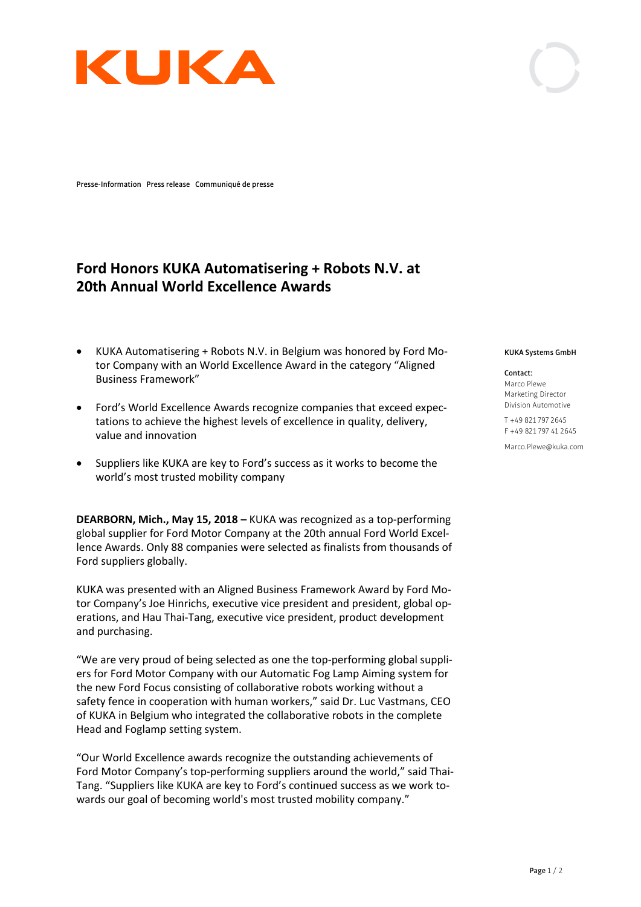KUKA

Presse-Information Press release Communiqué de presse

# Ford Honors KUKA Automatisering + Robots N.V. at 20th Annual World Excellence Awards

- KUKA Automatisering + Robots N.V. in Belgium was honored by Ford Motor Company with an World Excellence Award in the category "Aligned Business Framework"
- Ford's World Excellence Awards recognize companies that exceed expectations to achieve the highest levels of excellence in quality, delivery, value and innovation
- Suppliers like KUKA are key to Ford's success as it works to become the world's most trusted mobility company

**DEARBORN, Mich., May 15, 2018 –** KUKA was recognized as a top-performing global supplier for Ford Motor Company at the 20th annual Ford World Excellence Awards. Only 88 companies were selected as finalists from thousands of Ford suppliers globally.

KUKA was presented with an Aligned Business Framework Award by Ford Motor Company's Joe Hinrichs, executive vice president and president, global operations, and Hau Thai-Tang, executive vice president, product development and purchasing.

"We are very proud of being selected as one the top-performing global suppliers for Ford Motor Company with our Automatic Fog Lamp Aiming system for the new Ford Focus consisting of collaborative robots working without a safety fence in cooperation with human workers," said Dr. Luc Vastmans, CEO of KUKA in Belgium who integrated the collaborative robots in the complete Head and Foglamp setting system.

"Our World Excellence awards recognize the outstanding achievements of Ford Motor Company's top-performing suppliers around the world," said Thai-Tang. "Suppliers like KUKA are key to Ford's continued success as we work towards our goal of becoming world's most trusted mobility company."

**KUKA Systems GmbH**

**Contact:**
Marco Plewe
Marketing Director
Division Automotive

T +49 821 797 2645
F +49 821 797 41 2645

Marco.Plewe@kuka.com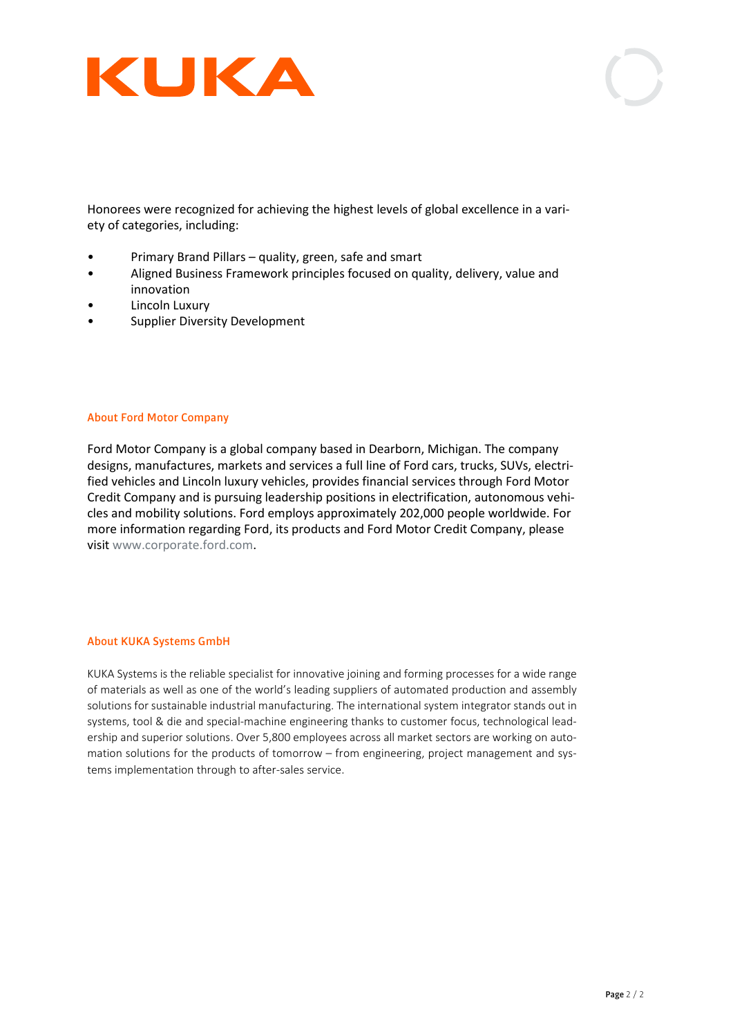Honorees were recognized for achieving the highest levels of global excellence in a variety of categories, including:

- Primary Brand Pillars – quality, green, safe and smart
- Aligned Business Framework principles focused on quality, delivery, value and innovation
- Lincoln Luxury
- Supplier Diversity Development

### About Ford Motor Company

Ford Motor Company is a global company based in Dearborn, Michigan. The company designs, manufactures, markets and services a full line of Ford cars, trucks, SUVs, electrified vehicles and Lincoln luxury vehicles, provides financial services through Ford Motor Credit Company and is pursuing leadership positions in electrification, autonomous vehicles and mobility solutions. Ford employs approximately 202,000 people worldwide. For more information regarding Ford, its products and Ford Motor Credit Company, please visit www.corporate.ford.com.

### About KUKA Systems GmbH

KUKA Systems is the reliable specialist for innovative joining and forming processes for a wide range of materials as well as one of the world's leading suppliers of automated production and assembly solutions for sustainable industrial manufacturing. The international system integrator stands out in systems, tool & die and special-machine engineering thanks to customer focus, technological leadership and superior solutions. Over 5,800 employees across all market sectors are working on automation solutions for the products of tomorrow – from engineering, project management and systems implementation through to after-sales service.